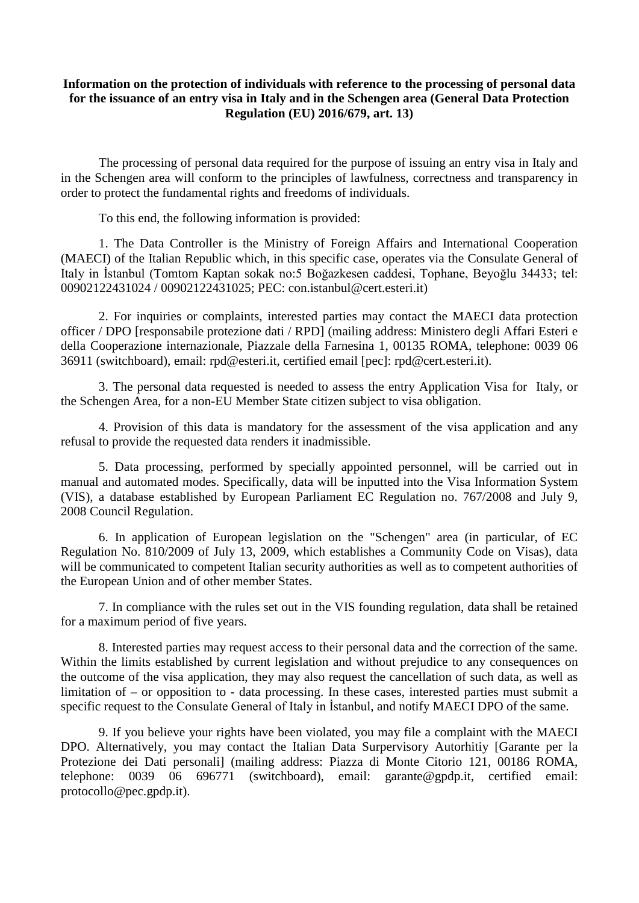**Information on the protection of individuals with reference to the processing of personal data for the issuance of an entry visa in Italy and in the Schengen area (General Data Protection Regulation (EU) 2016/679, art. 13)**

The processing of personal data required for the purpose of issuing an entry visa in Italy and in the Schengen area will conform to the principles of lawfulness, correctness and transparency in order to protect the fundamental rights and freedoms of individuals.

To this end, the following information is provided:

1. The Data Controller is the Ministry of Foreign Affairs and International Cooperation (MAECI) of the Italian Republic which, in this specific case, operates via the Consulate General of Italy in İstanbul (Tomtom Kaptan sokak no:5 Boğazkesen caddesi, Tophane, Beyoğlu 34433; tel: 00902122431024 / 00902122431025; PEC: con.istanbul@cert.esteri.it)

2. For inquiries or complaints, interested parties may contact the MAECI data protection officer / DPO [responsabile protezione dati / RPD] (mailing address: Ministero degli Affari Esteri e della Cooperazione internazionale, Piazzale della Farnesina 1, 00135 ROMA, telephone: 0039 06 36911 (switchboard), email: rpd@esteri.it, certified email [pec]: rpd@cert.esteri.it).

3. The personal data requested is needed to assess the entry Application Visa for Italy, or the Schengen Area, for a non-EU Member State citizen subject to visa obligation.

4. Provision of this data is mandatory for the assessment of the visa application and any refusal to provide the requested data renders it inadmissible.

5. Data processing, performed by specially appointed personnel, will be carried out in manual and automated modes. Specifically, data will be inputted into the Visa Information System (VIS), a database established by European Parliament EC Regulation no. 767/2008 and July 9, 2008 Council Regulation.

6. In application of European legislation on the "Schengen" area (in particular, of EC Regulation No. 810/2009 of July 13, 2009, which establishes a Community Code on Visas), data will be communicated to competent Italian security authorities as well as to competent authorities of the European Union and of other member States.

7. In compliance with the rules set out in the VIS founding regulation, data shall be retained for a maximum period of five years.

8. Interested parties may request access to their personal data and the correction of the same. Within the limits established by current legislation and without prejudice to any consequences on the outcome of the visa application, they may also request the cancellation of such data, as well as limitation of – or opposition to - data processing. In these cases, interested parties must submit a specific request to the Consulate General of Italy in İstanbul, and notify MAECI DPO of the same.

9. If you believe your rights have been violated, you may file a complaint with the MAECI DPO. Alternatively, you may contact the Italian Data Surpervisory Autorhitiy [Garante per la Protezione dei Dati personali] (mailing address: Piazza di Monte Citorio 121, 00186 ROMA, telephone: 0039 06 696771 (switchboard), email: garante@gpdp.it, certified email: protocollo@pec.gpdp.it).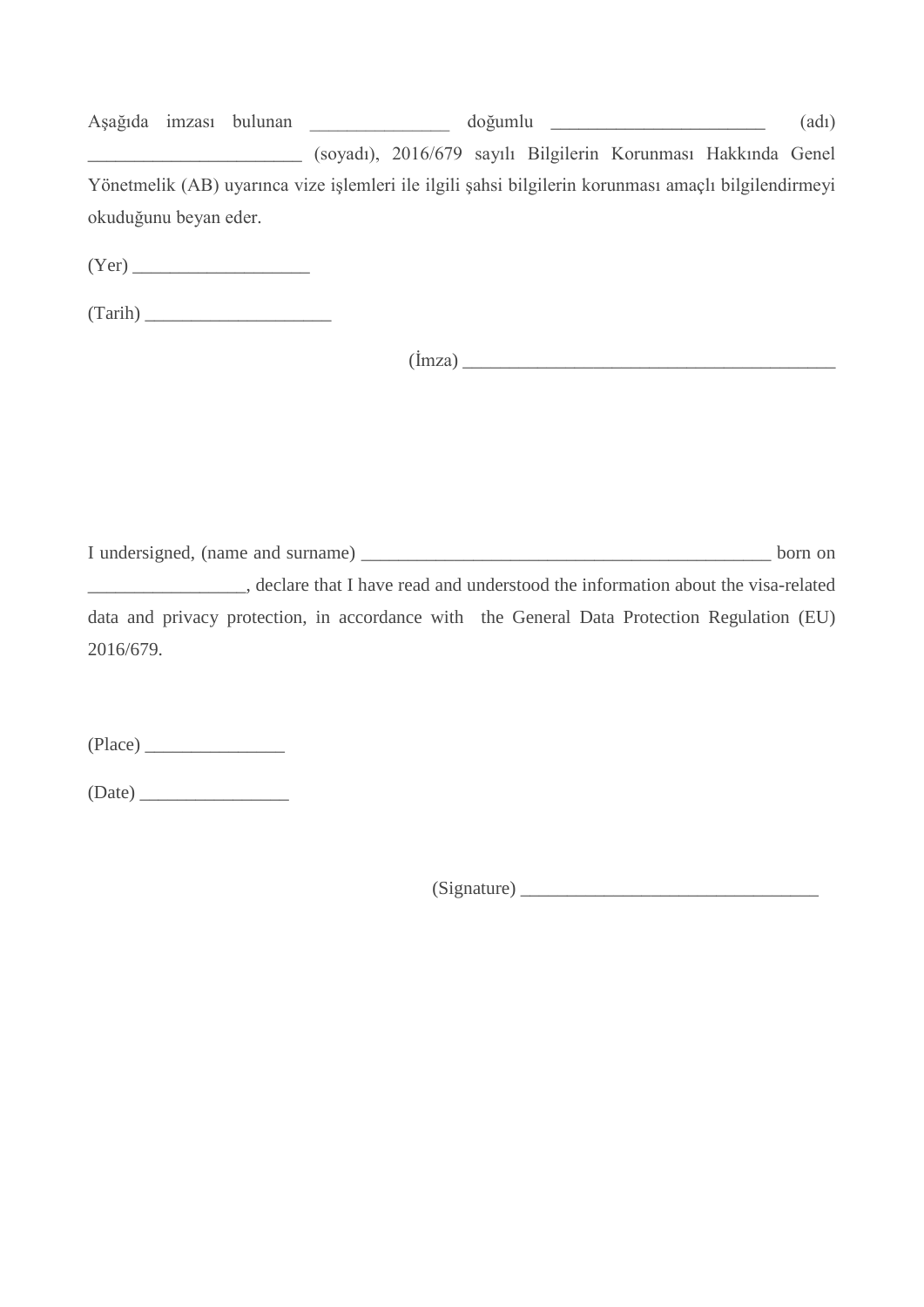Aşağıda imzası bulunan _______________ doğumlu _______________________ (adı) _______________________ (soyadı), 2016/679 sayılı Bilgilerin Korunması Hakkında Genel Yönetmelik (AB) uyarınca vize işlemleri ile ilgili şahsi bilgilerin korunması amaçlı bilgilendirmeyi okuduğunu beyan eder.

(Yer) ___________________

(Tarih) ____________________

(İmza) ________________________________________

I undersigned, (name and surname) ____________________________________________ born on _________________, declare that I have read and understood the information about the visa-related data and privacy protection, in accordance with the General Data Protection Regulation (EU) 2016/679.

(Place) _______________

(Date) ________________

(Signature) ________________________________